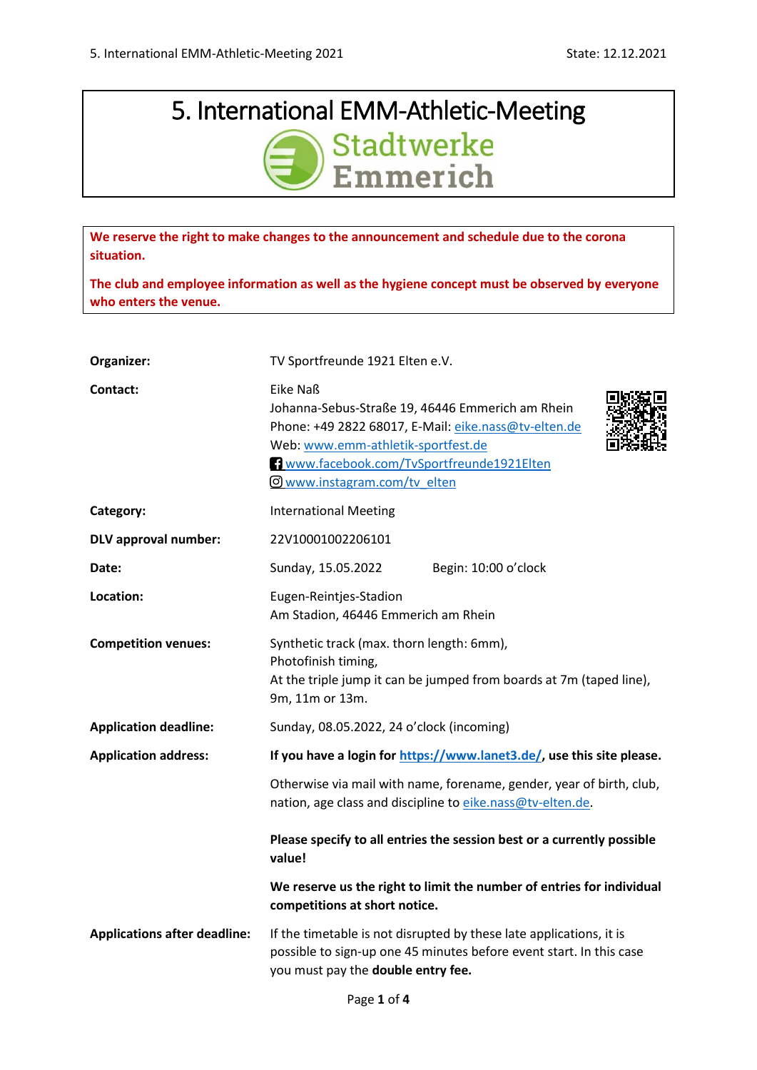# 5. International EMM-Athletic-Meeting

Stadtwerke Emmerich

**We reserve the right to make changes to the announcement and schedule due to the corona situation.**

**The club and employee information as well as the hygiene concept must be observed by everyone who enters the venue.**

| | |
|---|---|
| **Organizer:** | TV Sportfreunde 1921 Elten e.V. |
| **Contact:** | Eike Naß<br>Johanna-Sebus-Straße 19, 46446 Emmerich am Rhein<br>Phone: +49 2822 68017, E-Mail: eike.nass@tv-elten.de<br>Web: www.emm-athletik-sportfest.de<br>www.facebook.com/TvSportfreunde1921Elten<br>www.instagram.com/tv_elten |
| **Category:** | International Meeting |
| **DLV approval number:** | 22V10001002206101 |
| **Date:** | Sunday, 15.05.2022 Begin: 10:00 o'clock |
| **Location:** | Eugen-Reintjes-Stadion<br>Am Stadion, 46446 Emmerich am Rhein |
| **Competition venues:** | Synthetic track (max. thorn length: 6mm),<br>Photofinish timing,<br>At the triple jump it can be jumped from boards at 7m (taped line), 9m, 11m or 13m. |
| **Application deadline:** | Sunday, 08.05.2022, 24 o'clock (incoming) |
| **Application address:** | **If you have a login for https://www.lanet3.de/, use this site please.**<br><br>Otherwise via mail with name, forename, gender, year of birth, club, nation, age class and discipline to eike.nass@tv-elten.de.<br><br>**Please specify to all entries the session best or a currently possible value!**<br><br>**We reserve us the right to limit the number of entries for individual competitions at short notice.** |
| **Applications after deadline:** | If the timetable is not disrupted by these late applications, it is possible to sign-up one 45 minutes before event start. In this case you must pay the **double entry fee.** |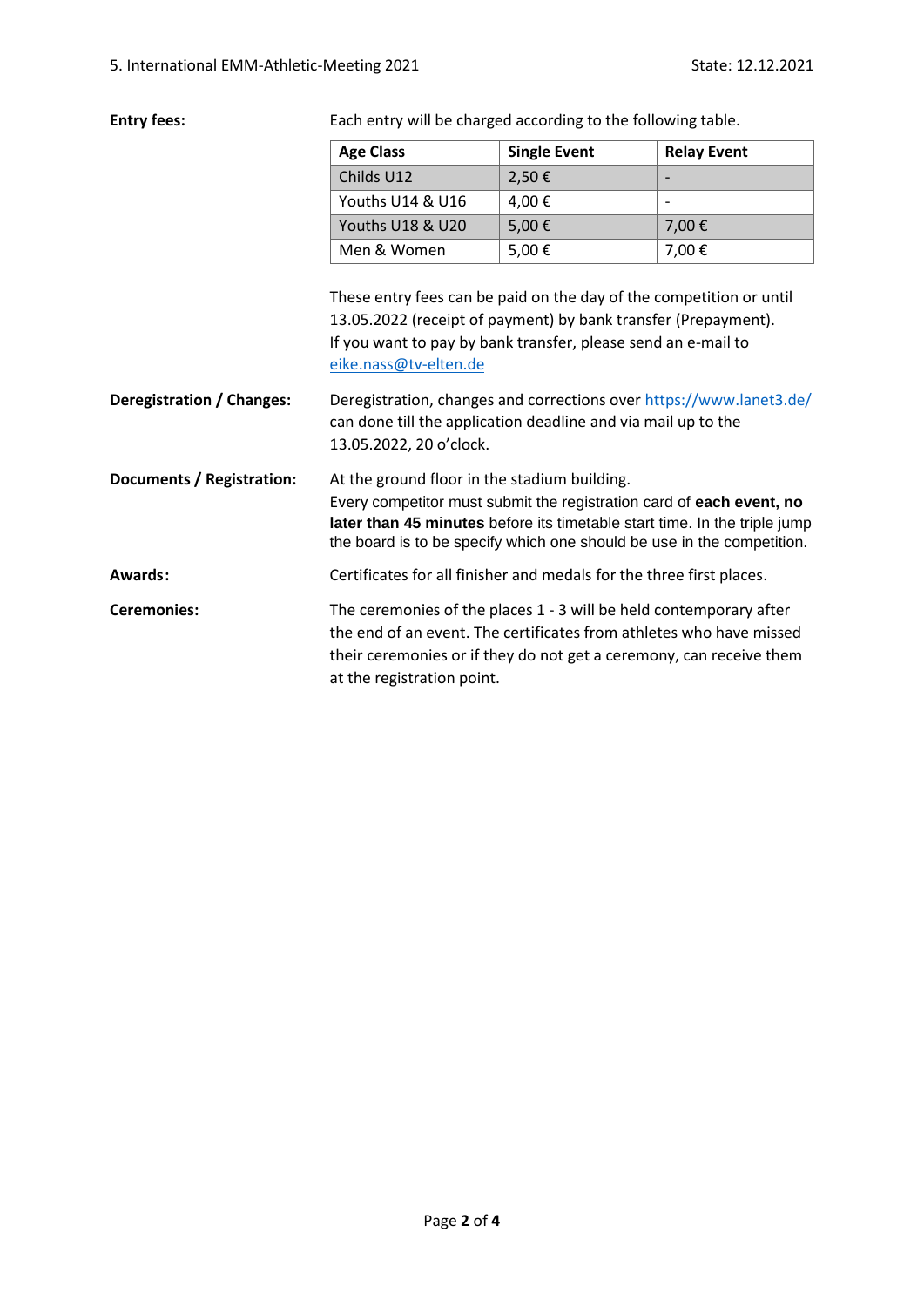**Entry fees:** Each entry will be charged according to the following table.

| Age Class | Single Event | Relay Event |
|---|---|---|
| Childs U12 | 2,50 € | - |
| Youths U14 & U16 | 4,00 € | - |
| Youths U18 & U20 | 5,00 € | 7,00 € |
| Men & Women | 5,00 € | 7,00 € |

These entry fees can be paid on the day of the competition or until 13.05.2022 (receipt of payment) by bank transfer (Prepayment). If you want to pay by bank transfer, please send an e-mail to eike.nass@tv-elten.de

**Deregistration / Changes:** Deregistration, changes and corrections over https://www.lanet3.de/ can done till the application deadline and via mail up to the 13.05.2022, 20 o'clock.

**Documents / Registration:** At the ground floor in the stadium building. Every competitor must submit the registration card of **each event, no later than 45 minutes** before its timetable start time. In the triple jump the board is to be specify which one should be use in the competition.

**Awards:** Certificates for all finisher and medals for the three first places.

**Ceremonies:** The ceremonies of the places 1 - 3 will be held contemporary after the end of an event. The certificates from athletes who have missed their ceremonies or if they do not get a ceremony, can receive them at the registration point.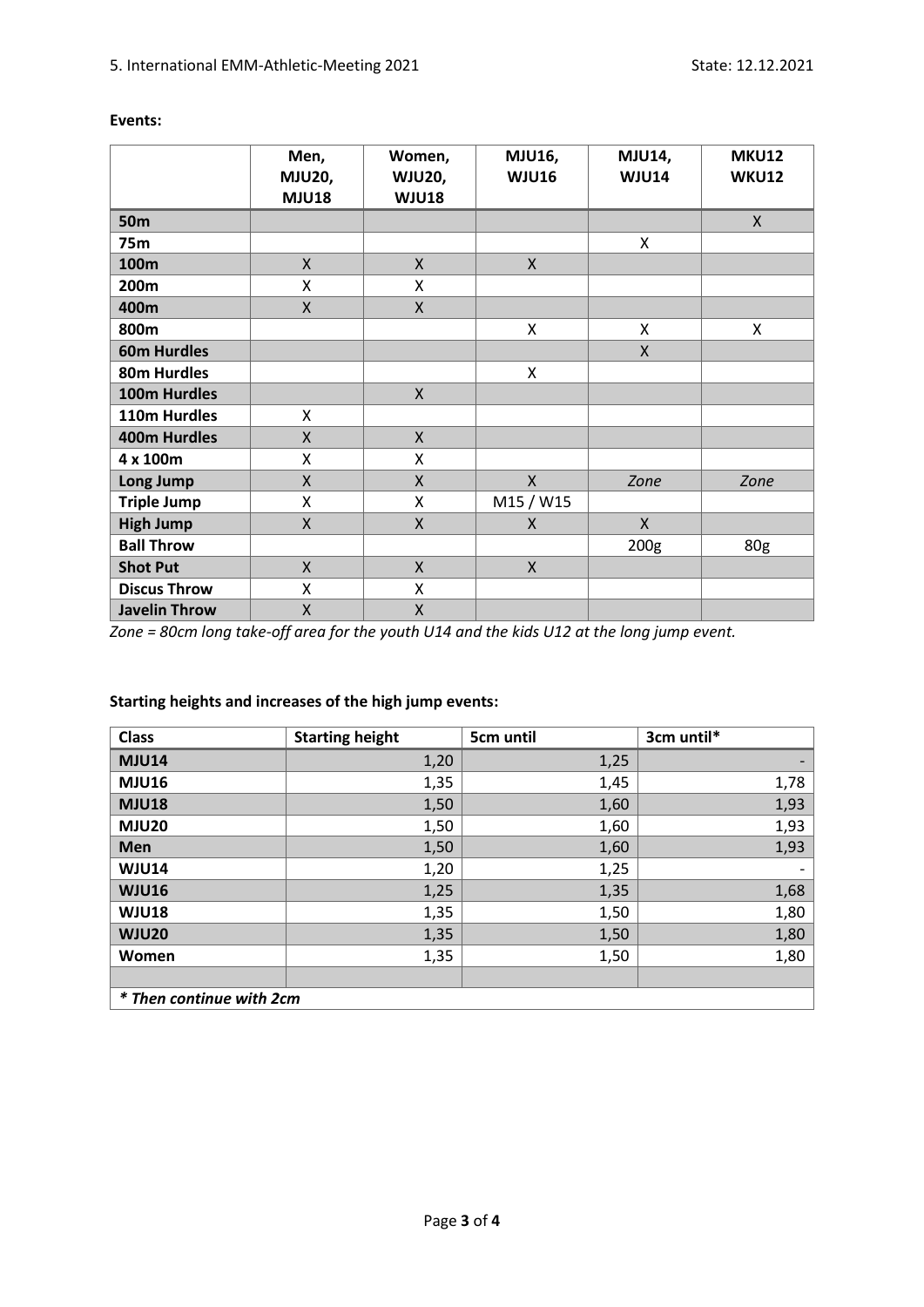**Events:**

| | Men, MJU20, MJU18 | Women, WJU20, WJU18 | MJU16, WJU16 | MJU14, WJU14 | MKU12 WKU12 |
|---|---|---|---|---|---|
| **50m** | | | | | X |
| **75m** | | | | X | |
| **100m** | X | X | X | | |
| **200m** | X | X | | | |
| **400m** | X | X | | | |
| **800m** | | | X | X | X |
| **60m Hurdles** | | | | X | |
| **80m Hurdles** | | | X | | |
| **100m Hurdles** | | X | | | |
| **110m Hurdles** | X | | | | |
| **400m Hurdles** | X | X | | | |
| **4 x 100m** | X | X | | | |
| **Long Jump** | X | X | X | *Zone* | *Zone* |
| **Triple Jump** | X | X | M15 / W15 | | |
| **High Jump** | X | X | X | X | |
| **Ball Throw** | | | | 200g | 80g |
| **Shot Put** | X | X | X | | |
| **Discus Throw** | X | X | | | |
| **Javelin Throw** | X | X | | | |

*Zone = 80cm long take-off area for the youth U14 and the kids U12 at the long jump event.*

**Starting heights and increases of the high jump events:**

| Class | Starting height | 5cm until | 3cm until* |
|---|---|---|---|
| **MJU14** | 1,20 | 1,25 | - |
| **MJU16** | 1,35 | 1,45 | 1,78 |
| **MJU18** | 1,50 | 1,60 | 1,93 |
| **MJU20** | 1,50 | 1,60 | 1,93 |
| **Men** | 1,50 | 1,60 | 1,93 |
| **WJU14** | 1,20 | 1,25 | - |
| **WJU16** | 1,25 | 1,35 | 1,68 |
| **WJU18** | 1,35 | 1,50 | 1,80 |
| **WJU20** | 1,35 | 1,50 | 1,80 |
| **Women** | 1,35 | 1,50 | 1,80 |

*\* Then continue with 2cm*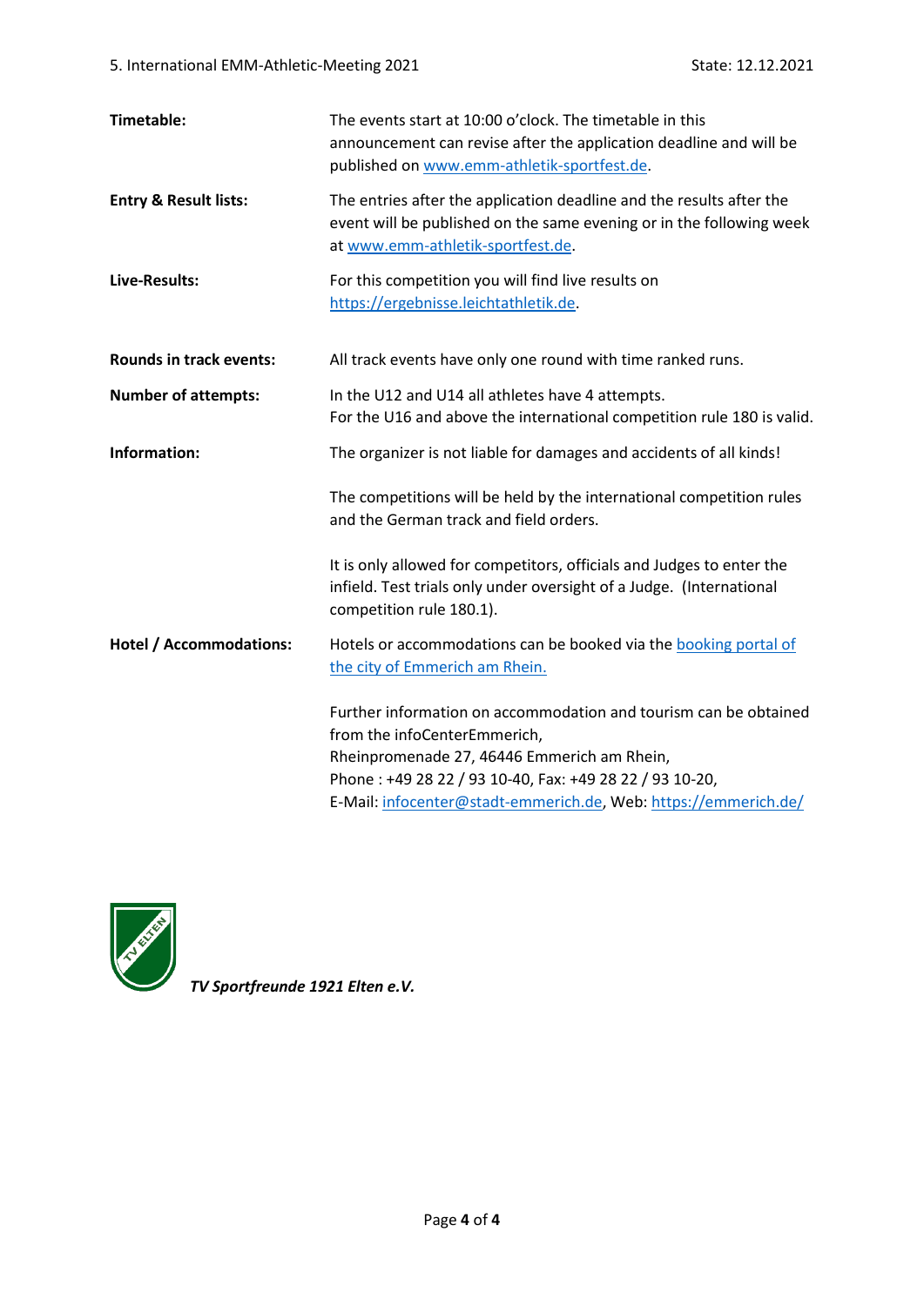**Timetable:** The events start at 10:00 o'clock. The timetable in this announcement can revise after the application deadline and will be published on www.emm-athletik-sportfest.de.

**Entry & Result lists:** The entries after the application deadline and the results after the event will be published on the same evening or in the following week at www.emm-athletik-sportfest.de.

**Live-Results:** For this competition you will find live results on https://ergebnisse.leichtathletik.de.

**Rounds in track events:** All track events have only one round with time ranked runs.

**Number of attempts:** In the U12 and U14 all athletes have 4 attempts.
For the U16 and above the international competition rule 180 is valid.

**Information:** The organizer is not liable for damages and accidents of all kinds!

The competitions will be held by the international competition rules and the German track and field orders.

It is only allowed for competitors, officials and Judges to enter the infield. Test trials only under oversight of a Judge. (International competition rule 180.1).

**Hotel / Accommodations:** Hotels or accommodations can be booked via the booking portal of the city of Emmerich am Rhein.

Further information on accommodation and tourism can be obtained from the infoCenterEmmerich,
Rheinpromenade 27, 46446 Emmerich am Rhein,
Phone : +49 28 22 / 93 10-40, Fax: +49 28 22 / 93 10-20,
E-Mail: infocenter@stadt-emmerich.de, Web: https://emmerich.de/

*TV Sportfreunde 1921 Elten e.V.*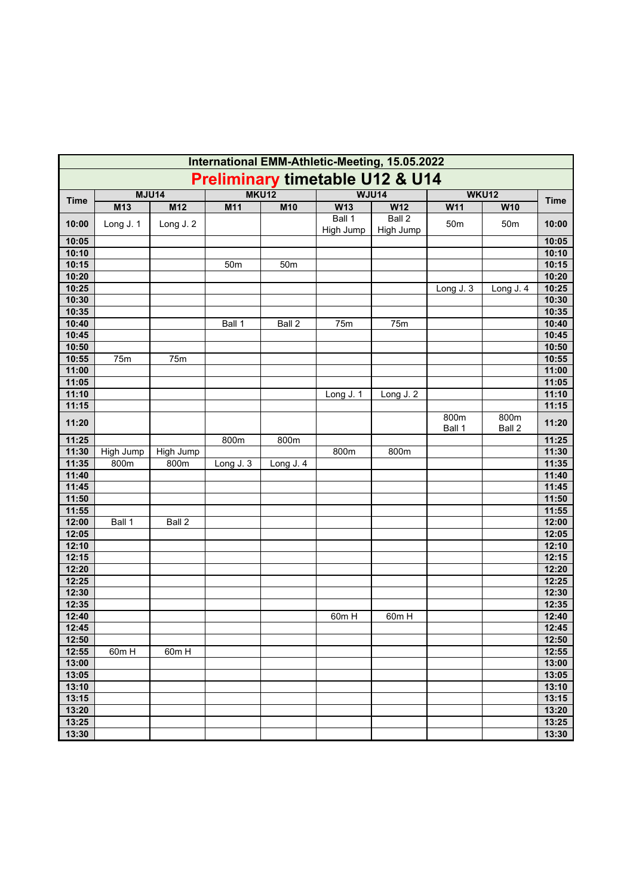# International EMM-Athletic-Meeting, 15.05.2022

## Preliminary timetable U12 & U14

| Time | MJU14 | | MKU12 | | WJU14 | | WKU12 | | Time |
|---|---|---|---|---|---|---|---|---|---|
| | M13 | M12 | M11 | M10 | W13 | W12 | W11 | W10 | |
| 10:00 | Long J. 1 | Long J. 2 | | | Ball 1 High Jump | Ball 2 High Jump | 50m | 50m | 10:00 |
| 10:05 | | | | | | | | | 10:05 |
| 10:10 | | | | | | | | | 10:10 |
| 10:15 | | | 50m | 50m | | | | | 10:15 |
| 10:20 | | | | | | | | | 10:20 |
| 10:25 | | | | | | | Long J. 3 | Long J. 4 | 10:25 |
| 10:30 | | | | | | | | | 10:30 |
| 10:35 | | | | | | | | | 10:35 |
| 10:40 | | | Ball 1 | Ball 2 | 75m | 75m | | | 10:40 |
| 10:45 | | | | | | | | | 10:45 |
| 10:50 | | | | | | | | | 10:50 |
| 10:55 | 75m | 75m | | | | | | | 10:55 |
| 11:00 | | | | | | | | | 11:00 |
| 11:05 | | | | | | | | | 11:05 |
| 11:10 | | | | | Long J. 1 | Long J. 2 | | | 11:10 |
| 11:15 | | | | | | | | | 11:15 |
| 11:20 | | | | | | | 800m Ball 1 | 800m Ball 2 | 11:20 |
| 11:25 | | | 800m | 800m | | | | | 11:25 |
| 11:30 | High Jump | High Jump | | | 800m | 800m | | | 11:30 |
| 11:35 | 800m | 800m | Long J. 3 | Long J. 4 | | | | | 11:35 |
| 11:40 | | | | | | | | | 11:40 |
| 11:45 | | | | | | | | | 11:45 |
| 11:50 | | | | | | | | | 11:50 |
| 11:55 | | | | | | | | | 11:55 |
| 12:00 | Ball 1 | Ball 2 | | | | | | | 12:00 |
| 12:05 | | | | | | | | | 12:05 |
| 12:10 | | | | | | | | | 12:10 |
| 12:15 | | | | | | | | | 12:15 |
| 12:20 | | | | | | | | | 12:20 |
| 12:25 | | | | | | | | | 12:25 |
| 12:30 | | | | | | | | | 12:30 |
| 12:35 | | | | | | | | | 12:35 |
| 12:40 | | | | | 60m H | 60m H | | | 12:40 |
| 12:45 | | | | | | | | | 12:45 |
| 12:50 | | | | | | | | | 12:50 |
| 12:55 | 60m H | 60m H | | | | | | | 12:55 |
| 13:00 | | | | | | | | | 13:00 |
| 13:05 | | | | | | | | | 13:05 |
| 13:10 | | | | | | | | | 13:10 |
| 13:15 | | | | | | | | | 13:15 |
| 13:20 | | | | | | | | | 13:20 |
| 13:25 | | | | | | | | | 13:25 |
| 13:30 | | | | | | | | | 13:30 |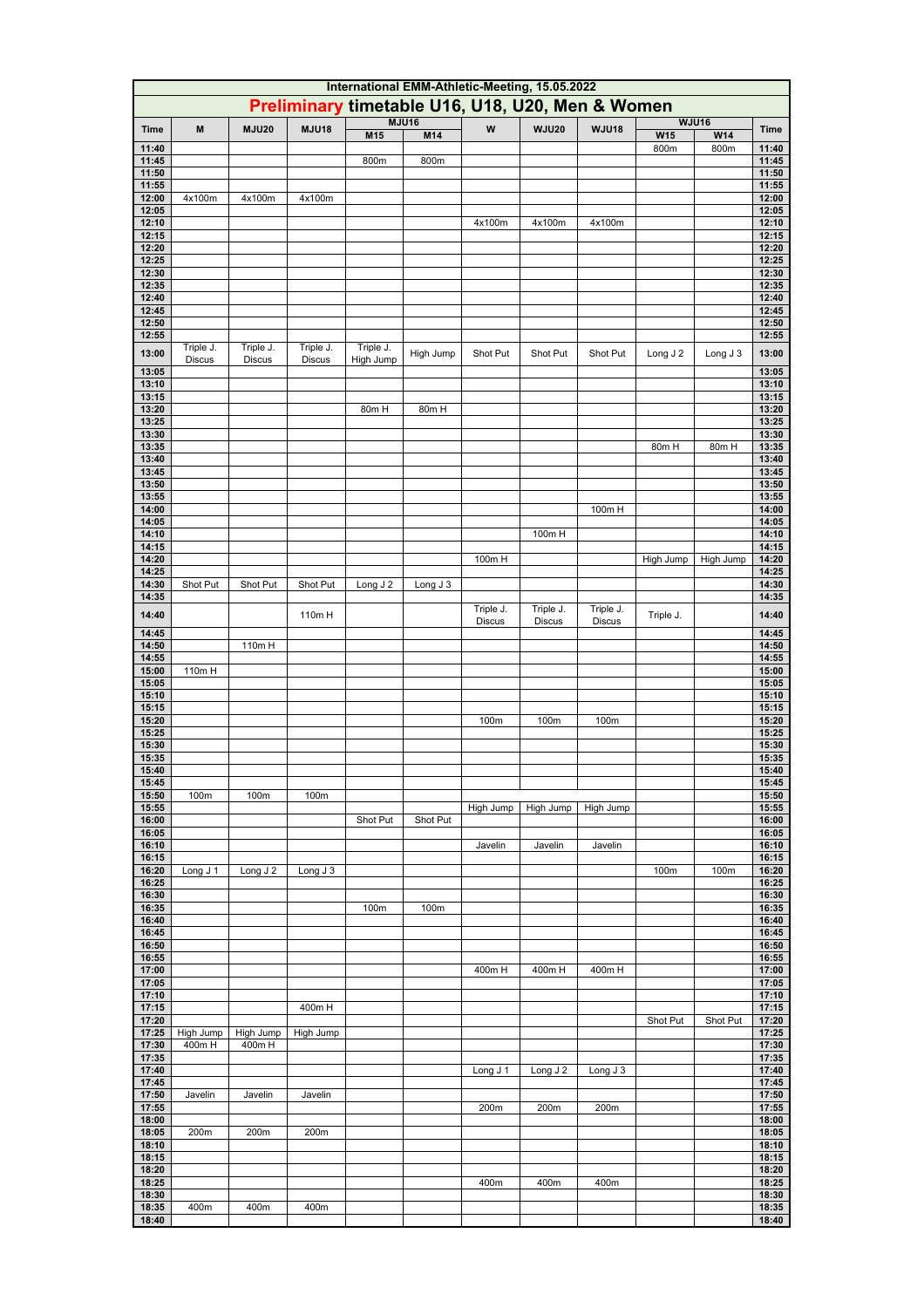# International EMM-Athletic-Meeting, 15.05.2022

## Preliminary timetable U16, U18, U20, Men & Women

| Time | M | MJU20 | MJU18 | MJU16 | | W | WJU20 | WJU18 | WJU16 | | Time |
|---|---|---|---|---|---|---|---|---|---|---|---|
| | | | | M15 | M14 | | | | W15 | W14 | |
| 11:40 | | | | | | | | | 800m | 800m | 11:40 |
| 11:45 | | | | 800m | 800m | | | | | | 11:45 |
| 11:50 | | | | | | | | | | | 11:50 |
| 11:55 | | | | | | | | | | | 11:55 |
| 12:00 | 4x100m | 4x100m | 4x100m | | | | | | | | 12:00 |
| 12:05 | | | | | | | | | | | 12:05 |
| 12:10 | | | | | | 4x100m | 4x100m | 4x100m | | | 12:10 |
| 12:15 | | | | | | | | | | | 12:15 |
| 12:20 | | | | | | | | | | | 12:20 |
| 12:25 | | | | | | | | | | | 12:25 |
| 12:30 | | | | | | | | | | | 12:30 |
| 12:35 | | | | | | | | | | | 12:35 |
| 12:40 | | | | | | | | | | | 12:40 |
| 12:45 | | | | | | | | | | | 12:45 |
| 12:50 | | | | | | | | | | | 12:50 |
| 12:55 | | | | | | | | | | | 12:55 |
| 13:00 | Triple J. Discus | Triple J. Discus | Triple J. Discus | Triple J. High Jump | High Jump | Shot Put | Shot Put | Shot Put | Long J 2 | Long J 3 | 13:00 |
| 13:05 | | | | | | | | | | | 13:05 |
| 13:10 | | | | | | | | | | | 13:10 |
| 13:15 | | | | | | | | | | | 13:15 |
| 13:20 | | | | 80m H | 80m H | | | | | | 13:20 |
| 13:25 | | | | | | | | | | | 13:25 |
| 13:30 | | | | | | | | | | | 13:30 |
| 13:35 | | | | | | | | | 80m H | 80m H | 13:35 |
| 13:40 | | | | | | | | | | | 13:40 |
| 13:45 | | | | | | | | | | | 13:45 |
| 13:50 | | | | | | | | | | | 13:50 |
| 13:55 | | | | | | | | | | | 13:55 |
| 14:00 | | | | | | | | 100m H | | | 14:00 |
| 14:05 | | | | | | | | | | | 14:05 |
| 14:10 | | | | | | | 100m H | | | | 14:10 |
| 14:15 | | | | | | | | | | | 14:15 |
| 14:20 | | | | | | 100m H | | | High Jump | High Jump | 14:20 |
| 14:25 | | | | | | | | | | | 14:25 |
| 14:30 | Shot Put | Shot Put | Shot Put | Long J 2 | Long J 3 | | | | | | 14:30 |
| 14:35 | | | | | | | | | | | 14:35 |
| 14:40 | | | 110m H | | | Triple J. Discus | Triple J. Discus | Triple J. Discus | Triple J. | | 14:40 |
| 14:45 | | | | | | | | | | | 14:45 |
| 14:50 | | 110m H | | | | | | | | | 14:50 |
| 14:55 | | | | | | | | | | | 14:55 |
| 15:00 | 110m H | | | | | | | | | | 15:00 |
| 15:05 | | | | | | | | | | | 15:05 |
| 15:10 | | | | | | | | | | | 15:10 |
| 15:15 | | | | | | | | | | | 15:15 |
| 15:20 | | | | | | 100m | 100m | 100m | | | 15:20 |
| 15:25 | | | | | | | | | | | 15:25 |
| 15:30 | | | | | | | | | | | 15:30 |
| 15:35 | | | | | | | | | | | 15:35 |
| 15:40 | | | | | | | | | | | 15:40 |
| 15:45 | | | | | | | | | | | 15:45 |
| 15:50 | 100m | 100m | 100m | | | | | | | | 15:50 |
| 15:55 | | | | | | High Jump | High Jump | High Jump | | | 15:55 |
| 16:00 | | | | Shot Put | Shot Put | | | | | | 16:00 |
| 16:05 | | | | | | | | | | | 16:05 |
| 16:10 | | | | | | Javelin | Javelin | Javelin | | | 16:10 |
| 16:15 | | | | | | | | | | | 16:15 |
| 16:20 | Long J 1 | Long J 2 | Long J 3 | | | | | | 100m | 100m | 16:20 |
| 16:25 | | | | | | | | | | | 16:25 |
| 16:30 | | | | | | | | | | | 16:30 |
| 16:35 | | | | 100m | 100m | | | | | | 16:35 |
| 16:40 | | | | | | | | | | | 16:40 |
| 16:45 | | | | | | | | | | | 16:45 |
| 16:50 | | | | | | | | | | | 16:50 |
| 16:55 | | | | | | | | | | | 16:55 |
| 17:00 | | | | | | 400m H | 400m H | 400m H | | | 17:00 |
| 17:05 | | | | | | | | | | | 17:05 |
| 17:10 | | | | | | | | | | | 17:10 |
| 17:15 | | | 400m H | | | | | | | | 17:15 |
| 17:20 | | | | | | | | | Shot Put | Shot Put | 17:20 |
| 17:25 | High Jump | High Jump | High Jump | | | | | | | | 17:25 |
| 17:30 | 400m H | 400m H | | | | | | | | | 17:30 |
| 17:35 | | | | | | | | | | | 17:35 |
| 17:40 | | | | | | Long J 1 | Long J 2 | Long J 3 | | | 17:40 |
| 17:45 | | | | | | | | | | | 17:45 |
| 17:50 | Javelin | Javelin | Javelin | | | | | | | | 17:50 |
| 17:55 | | | | | | 200m | 200m | 200m | | | 17:55 |
| 18:00 | | | | | | | | | | | 18:00 |
| 18:05 | 200m | 200m | 200m | | | | | | | | 18:05 |
| 18:10 | | | | | | | | | | | 18:10 |
| 18:15 | | | | | | | | | | | 18:15 |
| 18:20 | | | | | | | | | | | 18:20 |
| 18:25 | | | | | | 400m | 400m | 400m | | | 18:25 |
| 18:30 | | | | | | | | | | | 18:30 |
| 18:35 | 400m | 400m | 400m | | | | | | | | 18:35 |
| 18:40 | | | | | | | | | | | 18:40 |